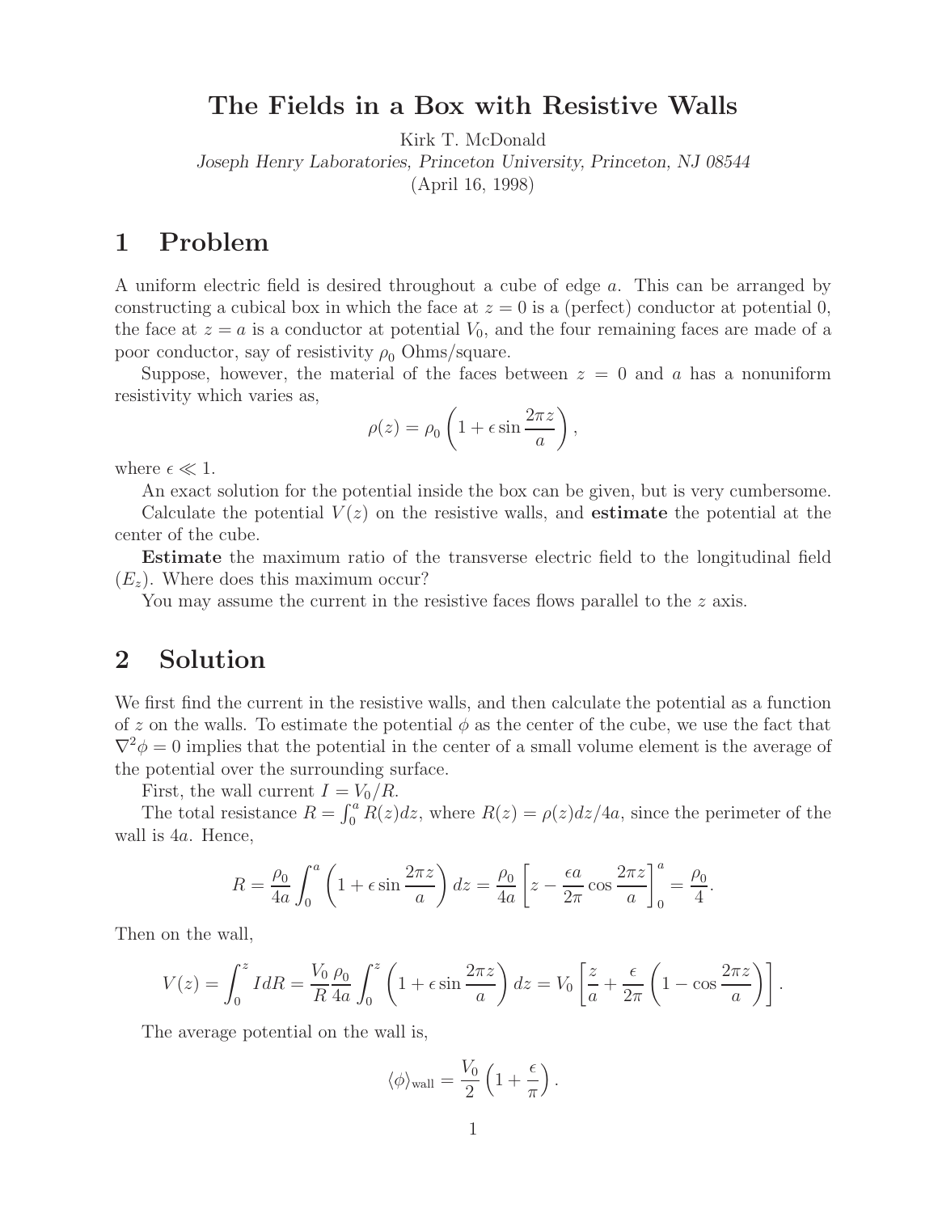# The Fields in a Box with Resistive Walls

Kirk T. McDonald

*Joseph Henry Laboratories, Princeton University, Princeton, NJ 08544*

(April 16, 1998)

## 1 Problem

A uniform electric field is desired throughout a cube of edge $a$. This can be arranged by constructing a cubical box in which the face at $z = 0$ is a (perfect) conductor at potential 0, the face at $z = a$ is a conductor at potential $V_0$, and the four remaining faces are made of a poor conductor, say of resistivity $\rho_0$ Ohms/square.

Suppose, however, the material of the faces between $z = 0$ and $a$ has a nonuniform resistivity which varies as,

$$\rho(z) = \rho_0 \left(1 + \epsilon \sin \frac{2\pi z}{a}\right),$$

where $\epsilon \ll 1$.

An exact solution for the potential inside the box can be given, but is very cumbersome.

Calculate the potential $V(z)$ on the resistive walls, and **estimate** the potential at the center of the cube.

**Estimate** the maximum ratio of the transverse electric field to the longitudinal field ($E_z$). Where does this maximum occur?

You may assume the current in the resistive faces flows parallel to the $z$ axis.

## 2 Solution

We first find the current in the resistive walls, and then calculate the potential as a function of $z$ on the walls. To estimate the potential $\phi$ as the center of the cube, we use the fact that $\nabla^2\phi = 0$ implies that the potential in the center of a small volume element is the average of the potential over the surrounding surface.

First, the wall current $I = V_0/R$.

The total resistance $R = \int_0^a R(z)dz$, where $R(z) = \rho(z)dz/4a$, since the perimeter of the wall is $4a$. Hence,

$$R = \frac{\rho_0}{4a} \int_0^a \left(1 + \epsilon \sin \frac{2\pi z}{a}\right) dz = \frac{\rho_0}{4a} \left[z - \frac{\epsilon a}{2\pi} \cos \frac{2\pi z}{a}\right]_0^a = \frac{\rho_0}{4}.$$

Then on the wall,

$$V(z) = \int_0^z I dR = \frac{V_0}{R} \frac{\rho_0}{4a} \int_0^z \left(1 + \epsilon \sin \frac{2\pi z}{a}\right) dz = V_0 \left[\frac{z}{a} + \frac{\epsilon}{2\pi}\left(1 - \cos \frac{2\pi z}{a}\right)\right].$$

The average potential on the wall is,

$$\langle\phi\rangle_{\text{wall}} = \frac{V_0}{2}\left(1 + \frac{\epsilon}{\pi}\right).$$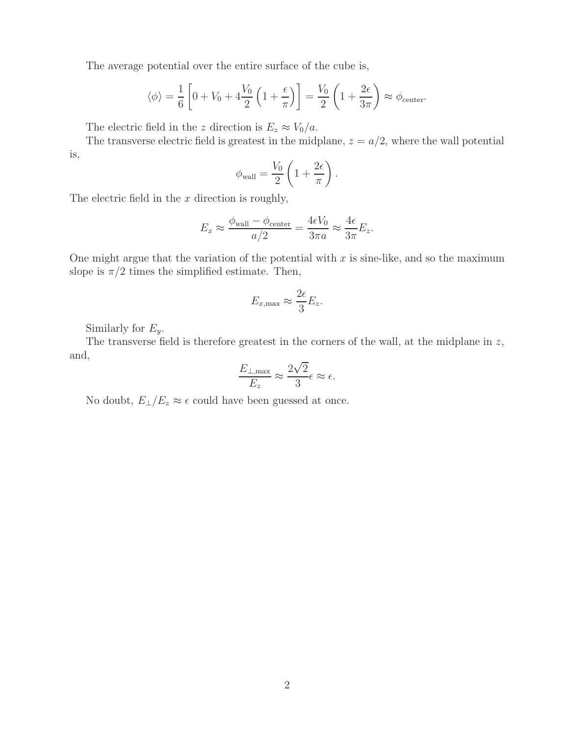The average potential over the entire surface of the cube is,

$$\langle \phi \rangle = \frac{1}{6}\left[0 + V_0 + 4\frac{V_0}{2}\left(1 + \frac{\epsilon}{\pi}\right)\right] = \frac{V_0}{2}\left(1 + \frac{2\epsilon}{3\pi}\right) \approx \phi_{\rm center}.$$

The electric field in the $z$ direction is $E_z \approx V_0/a$.

The transverse electric field is greatest in the midplane, $z = a/2$, where the wall potential is,

$$\phi_{\rm wall} = \frac{V_0}{2}\left(1 + \frac{2\epsilon}{\pi}\right).$$

The electric field in the $x$ direction is roughly,

$$E_x \approx \frac{\phi_{\rm wall} - \phi_{\rm center}}{a/2} = \frac{4\epsilon V_0}{3\pi a} \approx \frac{4\epsilon}{3\pi} E_z.$$

One might argue that the variation of the potential with $x$ is sine-like, and so the maximum slope is $\pi/2$ times the simplified estimate. Then,

$$E_{x,\rm max} \approx \frac{2\epsilon}{3} E_z.$$

Similarly for $E_y$.

The transverse field is therefore greatest in the corners of the wall, at the midplane in $z$, and,

$$\frac{E_{\perp,\rm max}}{E_z} \approx \frac{2\sqrt{2}}{3}\epsilon \approx \epsilon.$$

No doubt, $E_\perp / E_z \approx \epsilon$ could have been guessed at once.